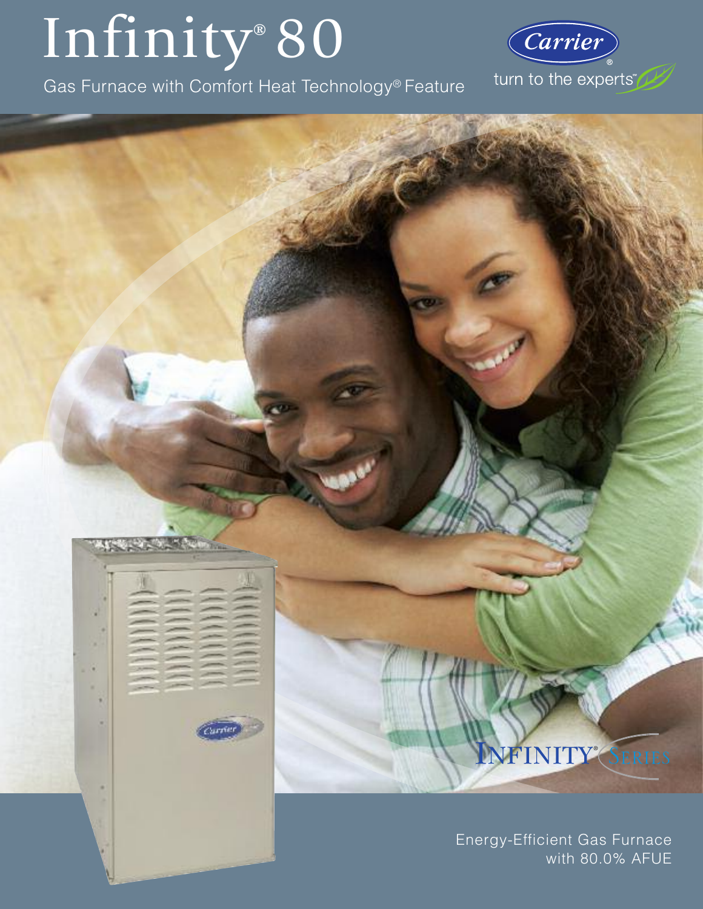# Infinity® 80

Gas Furnace with Comfort Heat Technology® Feature

Carrier®

turn to the experts℠

INFINITY® SERIES

Energy-Efficient Gas Furnace with 80.0% AFUE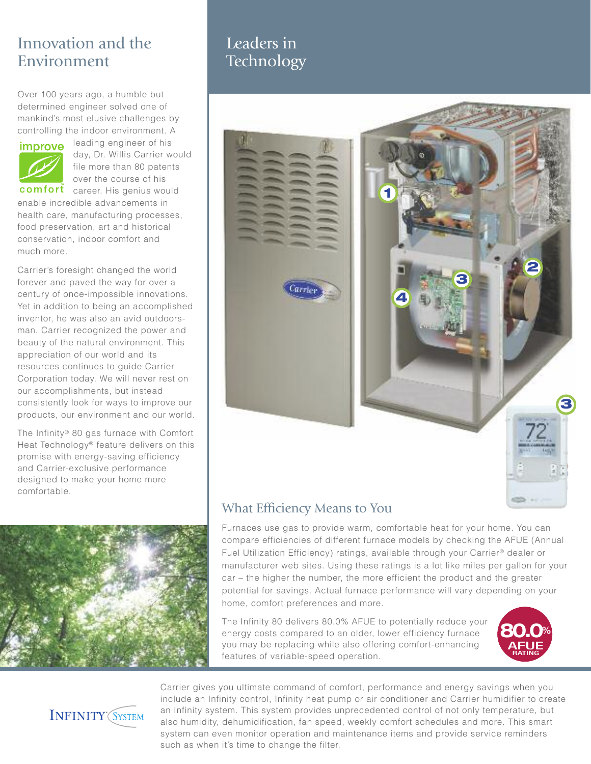## Innovation and the Environment

Over 100 years ago, a humble but determined engineer solved one of mankind's most elusive challenges by controlling the indoor environment. A leading engineer of his day, Dr. Willis Carrier would file more than 80 patents over the course of his career. His genius would enable incredible advancements in health care, manufacturing processes, food preservation, art and historical conservation, indoor comfort and much more.

Carrier's foresight changed the world forever and paved the way for over a century of once-impossible innovations. Yet in addition to being an accomplished inventor, he was also an avid outdoorsman. Carrier recognized the power and beauty of the natural environment. This appreciation of our world and its resources continues to guide Carrier Corporation today. We will never rest on our accomplishments, but instead consistently look for ways to improve our products, our environment and our world.

The Infinity® 80 gas furnace with Comfort Heat Technology® feature delivers on this promise with energy-saving efficiency and Carrier-exclusive performance designed to make your home more comfortable.

## Leaders in Technology

### What Efficiency Means to You

Furnaces use gas to provide warm, comfortable heat for your home. You can compare efficiencies of different furnace models by checking the AFUE (Annual Fuel Utilization Efficiency) ratings, available through your Carrier® dealer or manufacturer web sites. Using these ratings is a lot like miles per gallon for your car – the higher the number, the more efficient the product and the greater potential for savings. Actual furnace performance will vary depending on your home, comfort preferences and more.

The Infinity 80 delivers 80.0% AFUE to potentially reduce your energy costs compared to an older, lower efficiency furnace you may be replacing while also offering comfort-enhancing features of variable-speed operation.

80.0% AFUE RATING

Carrier gives you ultimate command of comfort, performance and energy savings when you include an Infinity control, Infinity heat pump or air conditioner and Carrier humidifier to create an Infinity system. This system provides unprecedented control of not only temperature, but also humidity, dehumidification, fan speed, weekly comfort schedules and more. This smart system can even monitor operation and maintenance items and provide service reminders such as when it's time to change the filter.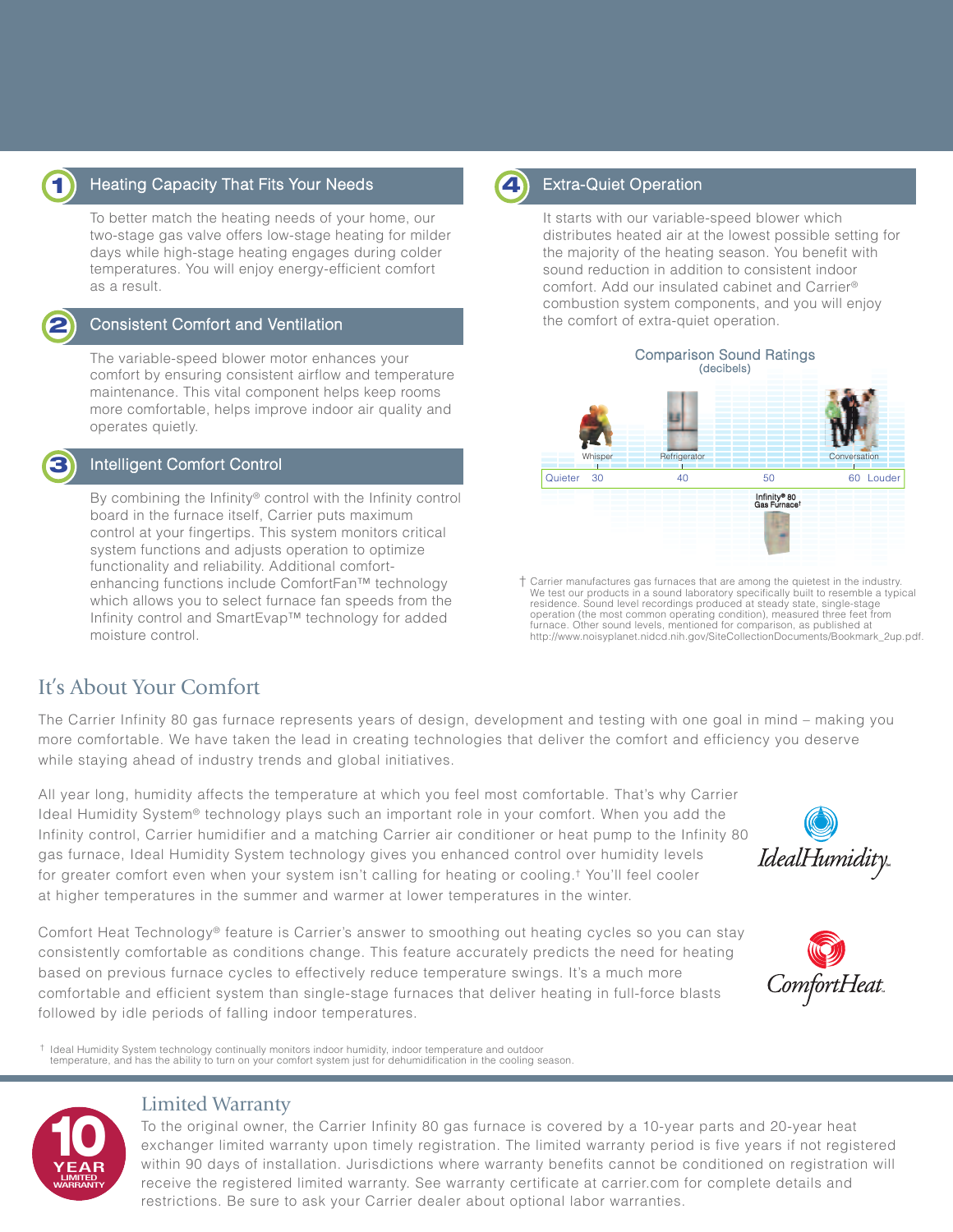## 1 Heating Capacity That Fits Your Needs

To better match the heating needs of your home, our two-stage gas valve offers low-stage heating for milder days while high-stage heating engages during colder temperatures. You will enjoy energy-efficient comfort as a result.

## 2 Consistent Comfort and Ventilation

The variable-speed blower motor enhances your comfort by ensuring consistent airflow and temperature maintenance. This vital component helps keep rooms more comfortable, helps improve indoor air quality and operates quietly.

## 3 Intelligent Comfort Control

By combining the Infinity® control with the Infinity control board in the furnace itself, Carrier puts maximum control at your fingertips. This system monitors critical system functions and adjusts operation to optimize functionality and reliability. Additional comfort-enhancing functions include ComfortFan™ technology which allows you to select furnace fan speeds from the Infinity control and SmartEvap™ technology for added moisture control.

## 4 Extra-Quiet Operation

It starts with our variable-speed blower which distributes heated air at the lowest possible setting for the majority of the heating season. You benefit with sound reduction in addition to consistent indoor comfort. Add our insulated cabinet and Carrier® combustion system components, and you will enjoy the comfort of extra-quiet operation.

**Comparison Sound Ratings**
(decibels)

Whisper — Refrigerator — Conversation

Quieter 30 — 40 — 50 — 60 Louder

Infinity® 80 Gas Furnace†

† Carrier manufactures gas furnaces that are among the quietest in the industry. We test our products in a sound laboratory specifically built to resemble a typical residence. Sound level recordings produced at steady state, single-stage operation (the most common operating condition), measured three feet from furnace. Other sound levels, mentioned for comparison, as published at http://www.noisyplanet.nidcd.nih.gov/SiteCollectionDocuments/Bookmark_2up.pdf.

# It's About Your Comfort

The Carrier Infinity 80 gas furnace represents years of design, development and testing with one goal in mind – making you more comfortable. We have taken the lead in creating technologies that deliver the comfort and efficiency you deserve while staying ahead of industry trends and global initiatives.

All year long, humidity affects the temperature at which you feel most comfortable. That's why Carrier Ideal Humidity System® technology plays such an important role in your comfort. When you add the Infinity control, Carrier humidifier and a matching Carrier air conditioner or heat pump to the Infinity 80 gas furnace, Ideal Humidity System technology gives you enhanced control over humidity levels for greater comfort even when your system isn't calling for heating or cooling.† You'll feel cooler at higher temperatures in the summer and warmer at lower temperatures in the winter.

IdealHumidity.

Comfort Heat Technology® feature is Carrier's answer to smoothing out heating cycles so you can stay consistently comfortable as conditions change. This feature accurately predicts the need for heating based on previous furnace cycles to effectively reduce temperature swings. It's a much more comfortable and efficient system than single-stage furnaces that deliver heating in full-force blasts followed by idle periods of falling indoor temperatures.

ComfortHeat.

† Ideal Humidity System technology continually monitors indoor humidity, indoor temperature and outdoor temperature, and has the ability to turn on your comfort system just for dehumidification in the cooling season.

# Limited Warranty

10 YEAR LIMITED WARRANTY

To the original owner, the Carrier Infinity 80 gas furnace is covered by a 10-year parts and 20-year heat exchanger limited warranty upon timely registration. The limited warranty period is five years if not registered within 90 days of installation. Jurisdictions where warranty benefits cannot be conditioned on registration will receive the registered limited warranty. See warranty certificate at carrier.com for complete details and restrictions. Be sure to ask your Carrier dealer about optional labor warranties.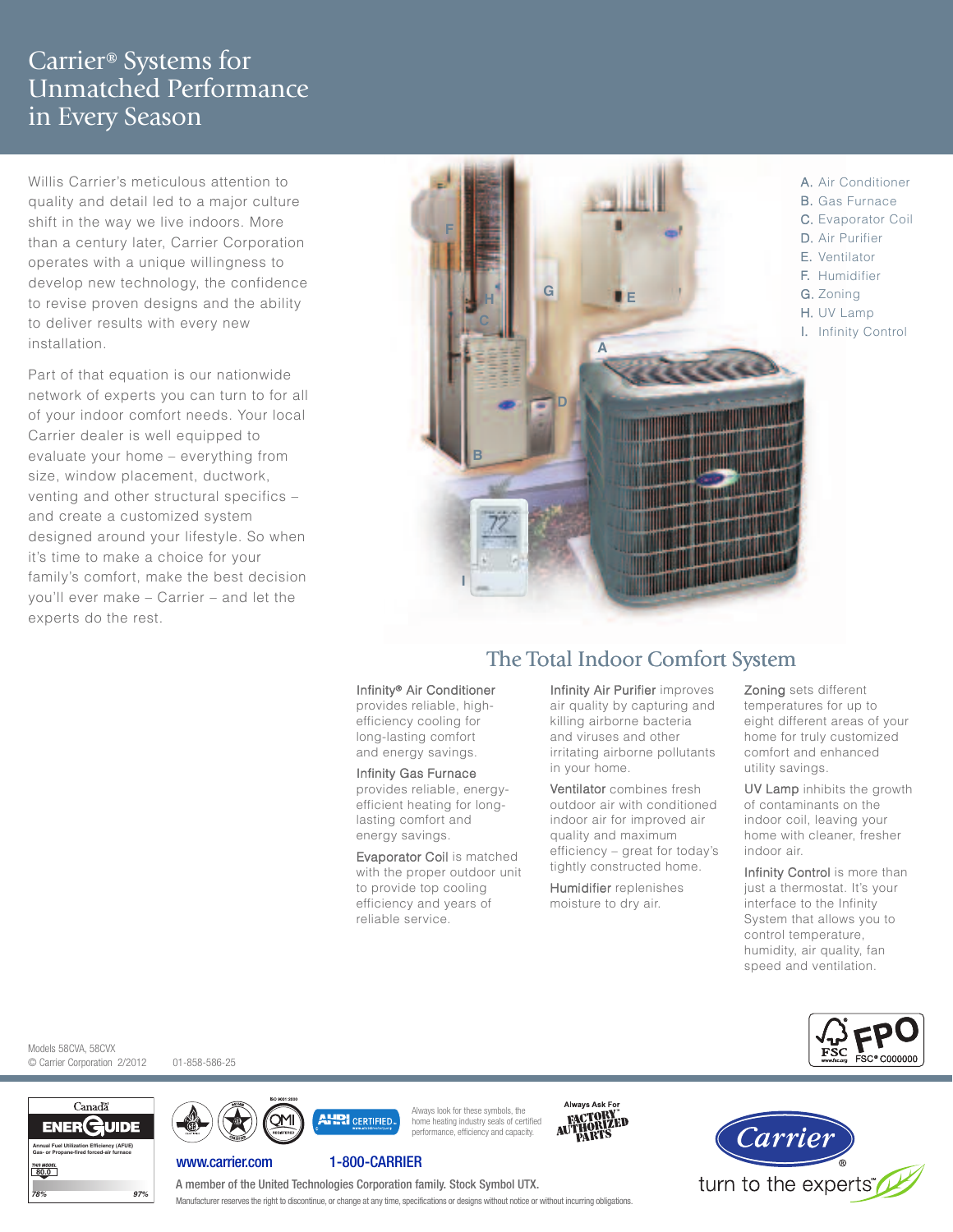# Carrier® Systems for Unmatched Performance in Every Season

Willis Carrier's meticulous attention to quality and detail led to a major culture shift in the way we live indoors. More than a century later, Carrier Corporation operates with a unique willingness to develop new technology, the confidence to revise proven designs and the ability to deliver results with every new installation.

Part of that equation is our nationwide network of experts you can turn to for all of your indoor comfort needs. Your local Carrier dealer is well equipped to evaluate your home – everything from size, window placement, ductwork, venting and other structural specifics – and create a customized system designed around your lifestyle. So when it's time to make a choice for your family's comfort, make the best decision you'll ever make – Carrier – and let the experts do the rest.

A. Air Conditioner
B. Gas Furnace
C. Evaporator Coil
D. Air Purifier
E. Ventilator
F. Humidifier
G. Zoning
H. UV Lamp
I. Infinity Control

## The Total Indoor Comfort System

**Infinity® Air Conditioner** provides reliable, high-efficiency cooling for long-lasting comfort and energy savings.

**Infinity Gas Furnace** provides reliable, energy-efficient heating for long-lasting comfort and energy savings.

**Evaporator Coil** is matched with the proper outdoor unit to provide top cooling efficiency and years of reliable service.

**Infinity Air Purifier** improves air quality by capturing and killing airborne bacteria and viruses and other irritating airborne pollutants in your home.

**Ventilator** combines fresh outdoor air with conditioned indoor air for improved air quality and maximum efficiency – great for today's tightly constructed home.

**Humidifier** replenishes moisture to dry air.

**Zoning** sets different temperatures for up to eight different areas of your home for truly customized comfort and enhanced utility savings.

**UV Lamp** inhibits the growth of contaminants on the indoor coil, leaving your home with cleaner, fresher indoor air.

**Infinity Control** is more than just a thermostat. It's your interface to the Infinity System that allows you to control temperature, humidity, air quality, fan speed and ventilation.

Models 58CVA, 58CVX
© Carrier Corporation 2/2012 01-858-586-25

Canada ENERGUIDE
Annual Fuel Utilization Efficiency (AFUE)
Gas- or Propane-fired forced-air furnace
THIS MODEL 80.0
78% 97%

Always look for these symbols, the home heating industry seals of certified performance, efficiency and capacity.

Always Ask For FACTORY AUTHORIZED PARTS

www.carrier.com 1-800-CARRIER

A member of the United Technologies Corporation family. Stock Symbol UTX.

Manufacturer reserves the right to discontinue, or change at any time, specifications or designs without notice or without incurring obligations.

Carrier® turn to the experts™